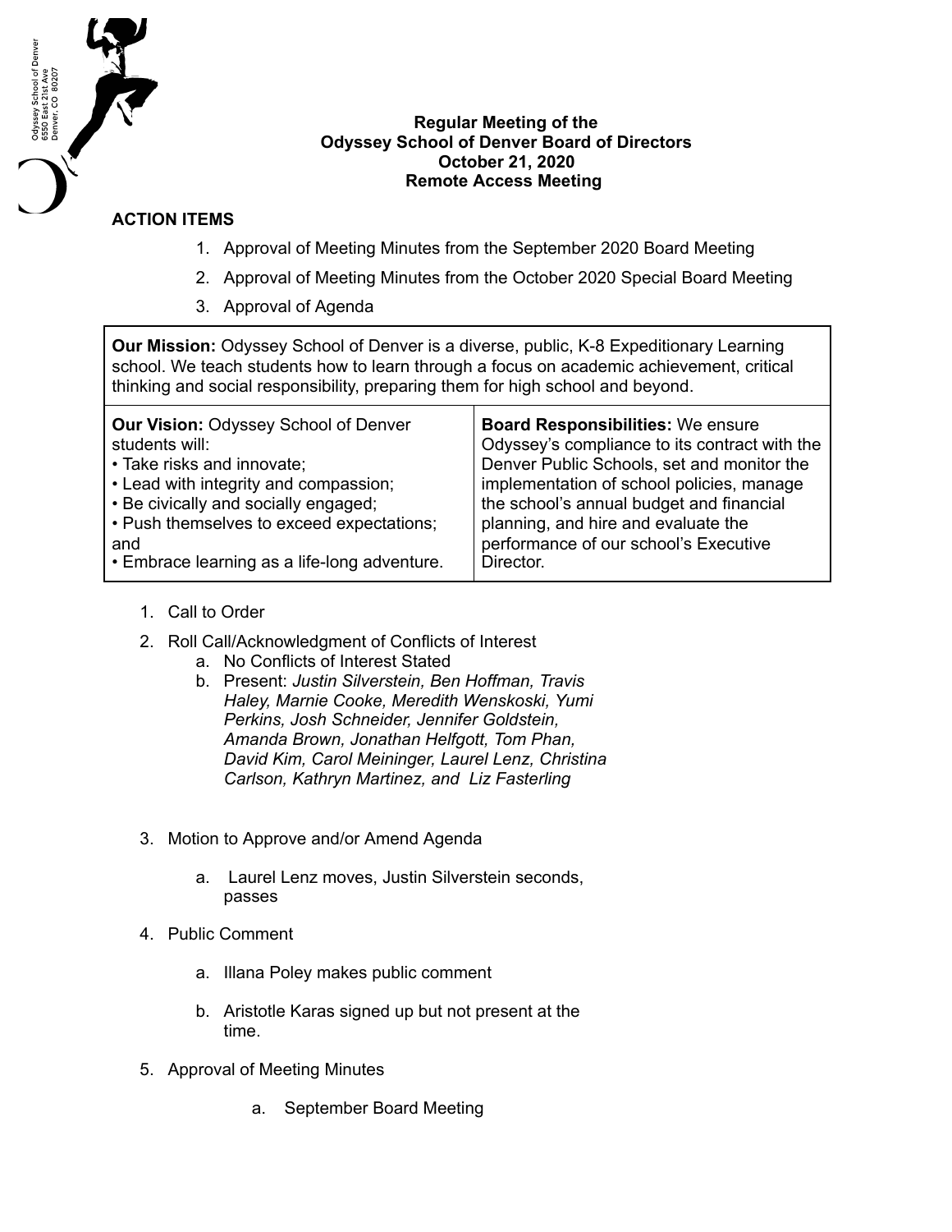Odyssey School of Denver
6550 East 21st Ave
Denver, CO 80207

**Regular Meeting of the**
**Odyssey School of Denver Board of Directors**
**October 21, 2020**
**Remote Access Meeting**

## ACTION ITEMS

1. Approval of Meeting Minutes from the September 2020 Board Meeting
2. Approval of Meeting Minutes from the October 2020 Special Board Meeting
3. Approval of Agenda

| **Our Mission:** Odyssey School of Denver is a diverse, public, K-8 Expeditionary Learning school. We teach students how to learn through a focus on academic achievement, critical thinking and social responsibility, preparing them for high school and beyond. | |
|---|---|
| **Our Vision:** Odyssey School of Denver students will: • Take risks and innovate; • Lead with integrity and compassion; • Be civically and socially engaged; • Push themselves to exceed expectations; and • Embrace learning as a life-long adventure. | **Board Responsibilities:** We ensure Odyssey's compliance to its contract with the Denver Public Schools, set and monitor the implementation of school policies, manage the school's annual budget and financial planning, and hire and evaluate the performance of our school's Executive Director. |

1. Call to Order
2. Roll Call/Acknowledgment of Conflicts of Interest
   a. No Conflicts of Interest Stated
   b. Present: *Justin Silverstein, Ben Hoffman, Travis Haley, Marnie Cooke, Meredith Wenskoski, Yumi Perkins, Josh Schneider, Jennifer Goldstein, Amanda Brown, Jonathan Helfgott, Tom Phan, David Kim, Carol Meininger, Laurel Lenz, Christina Carlson, Kathryn Martinez, and Liz Fasterling*
3. Motion to Approve and/or Amend Agenda
   a. Laurel Lenz moves, Justin Silverstein seconds, passes
4. Public Comment
   a. Illana Poley makes public comment
   b. Aristotle Karas signed up but not present at the time.
5. Approval of Meeting Minutes
   a. September Board Meeting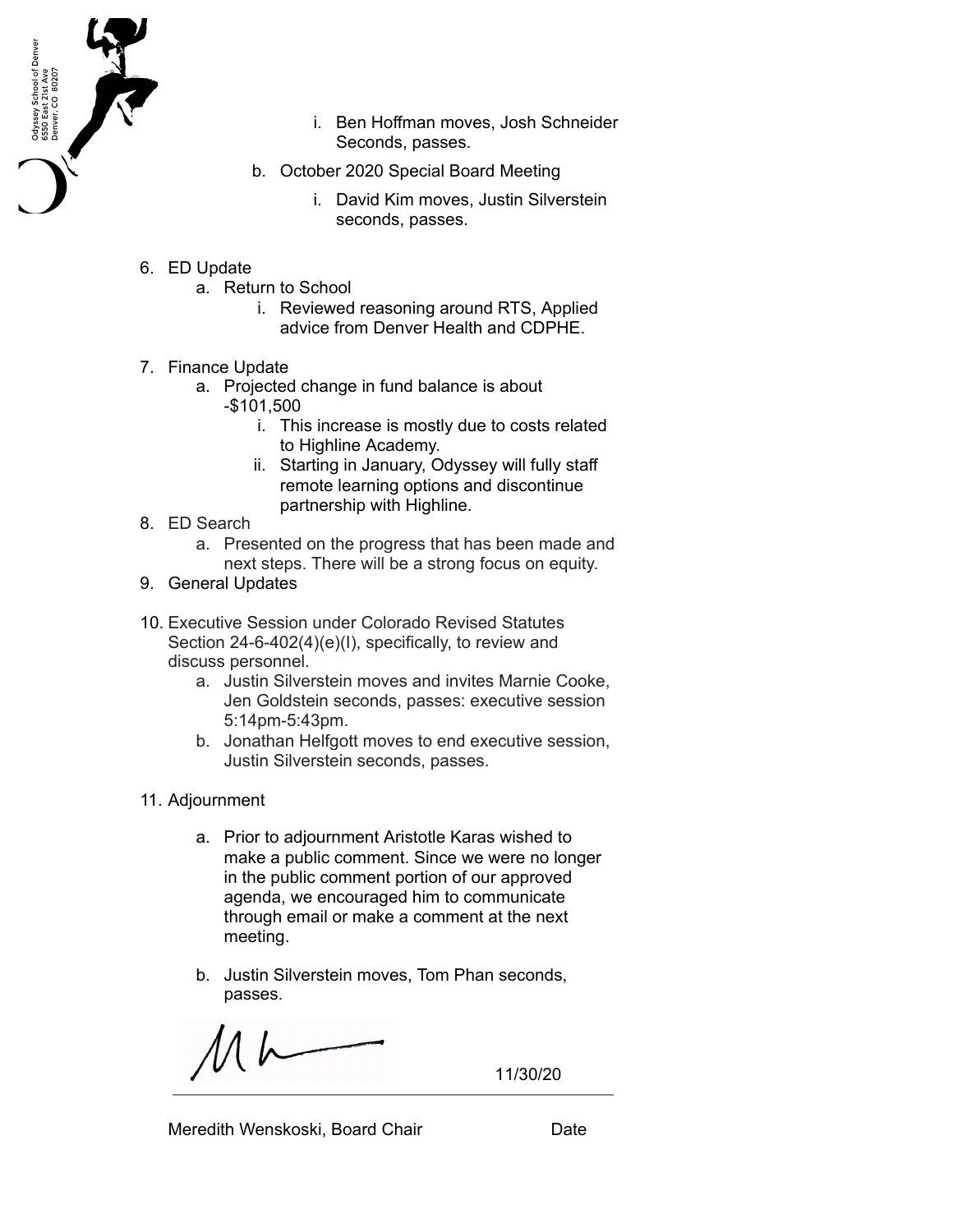i. Ben Hoffman moves, Josh Schneider Seconds, passes.

b. October 2020 Special Board Meeting
    i. David Kim moves, Justin Silverstein seconds, passes.

6. ED Update
    a. Return to School
        i. Reviewed reasoning around RTS, Applied advice from Denver Health and CDPHE.

7. Finance Update
    a. Projected change in fund balance is about -$101,500
        i. This increase is mostly due to costs related to Highline Academy.
        ii. Starting in January, Odyssey will fully staff remote learning options and discontinue partnership with Highline.

8. ED Search
    a. Presented on the progress that has been made and next steps. There will be a strong focus on equity.

9. General Updates

10. Executive Session under Colorado Revised Statutes Section 24-6-402(4)(e)(I), specifically, to review and discuss personnel.
    a. Justin Silverstein moves and invites Marnie Cooke, Jen Goldstein seconds, passes: executive session 5:14pm-5:43pm.
    b. Jonathan Helfgott moves to end executive session, Justin Silverstein seconds, passes.

11. Adjournment
    a. Prior to adjournment Aristotle Karas wished to make a public comment. Since we were no longer in the public comment portion of our approved agenda, we encouraged him to communicate through email or make a comment at the next meeting.
    b. Justin Silverstein moves, Tom Phan seconds, passes.

11/30/20

Meredith Wenskoski, Board Chair — Date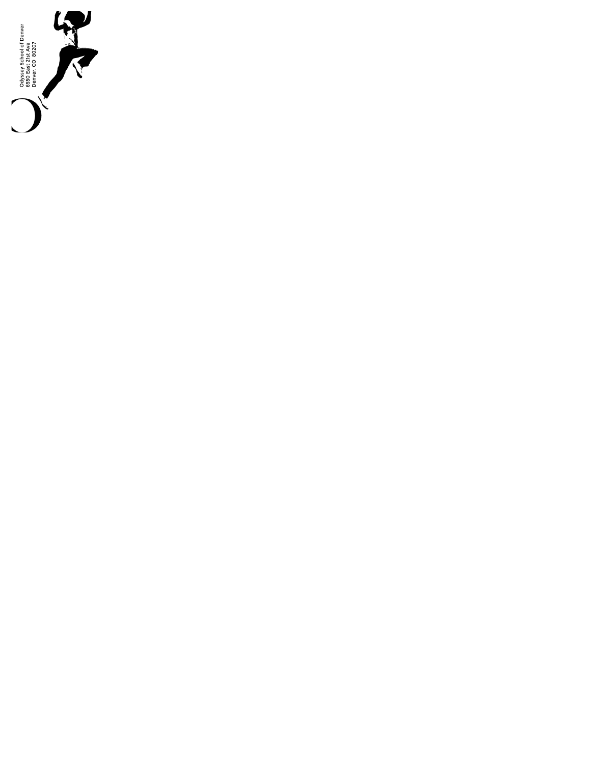Odyssey School of Denver
6550 East 21st Ave
Denver, CO 80207